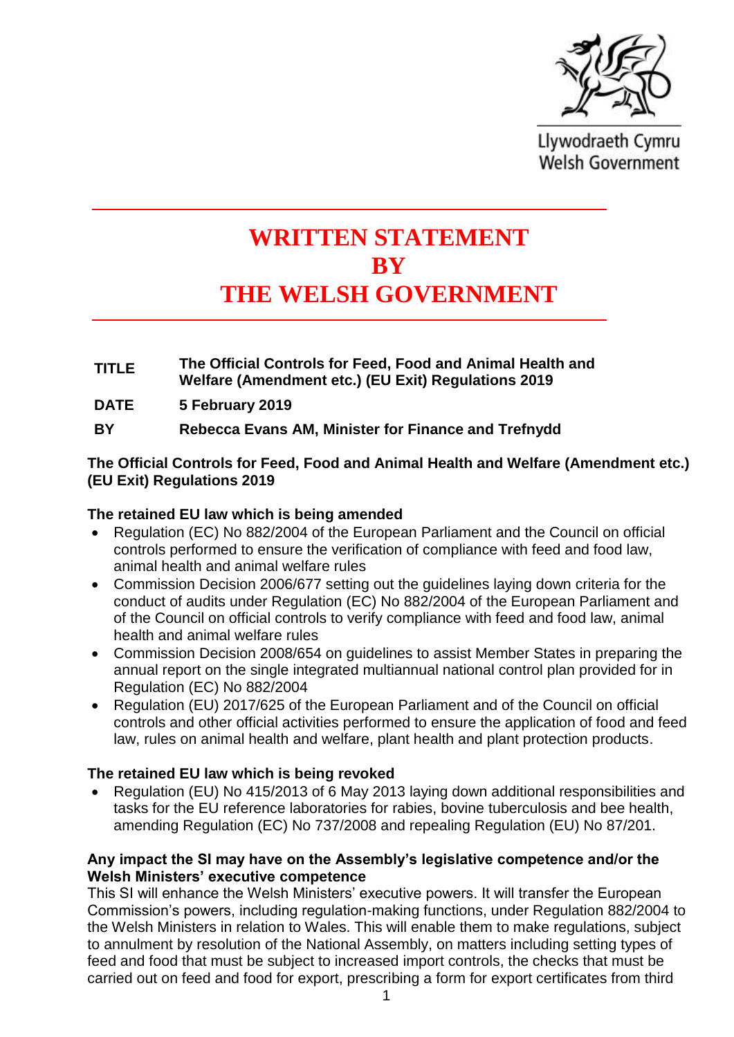Llywodraeth Cymru
Welsh Government

# WRITTEN STATEMENT
# BY
# THE WELSH GOVERNMENT

| | |
|---|---|
| **TITLE** | **The Official Controls for Feed, Food and Animal Health and Welfare (Amendment etc.) (EU Exit) Regulations 2019** |
| **DATE** | **5 February 2019** |
| **BY** | **Rebecca Evans AM, Minister for Finance and Trefnydd** |

**The Official Controls for Feed, Food and Animal Health and Welfare (Amendment etc.) (EU Exit) Regulations 2019**

**The retained EU law which is being amended**

- Regulation (EC) No 882/2004 of the European Parliament and the Council on official controls performed to ensure the verification of compliance with feed and food law, animal health and animal welfare rules
- Commission Decision 2006/677 setting out the guidelines laying down criteria for the conduct of audits under Regulation (EC) No 882/2004 of the European Parliament and of the Council on official controls to verify compliance with feed and food law, animal health and animal welfare rules
- Commission Decision 2008/654 on guidelines to assist Member States in preparing the annual report on the single integrated multiannual national control plan provided for in Regulation (EC) No 882/2004
- Regulation (EU) 2017/625 of the European Parliament and of the Council on official controls and other official activities performed to ensure the application of food and feed law, rules on animal health and welfare, plant health and plant protection products.

**The retained EU law which is being revoked**

- Regulation (EU) No 415/2013 of 6 May 2013 laying down additional responsibilities and tasks for the EU reference laboratories for rabies, bovine tuberculosis and bee health, amending Regulation (EC) No 737/2008 and repealing Regulation (EU) No 87/201.

**Any impact the SI may have on the Assembly's legislative competence and/or the Welsh Ministers' executive competence**

This SI will enhance the Welsh Ministers' executive powers. It will transfer the European Commission's powers, including regulation-making functions, under Regulation 882/2004 to the Welsh Ministers in relation to Wales. This will enable them to make regulations, subject to annulment by resolution of the National Assembly, on matters including setting types of feed and food that must be subject to increased import controls, the checks that must be carried out on feed and food for export, prescribing a form for export certificates from third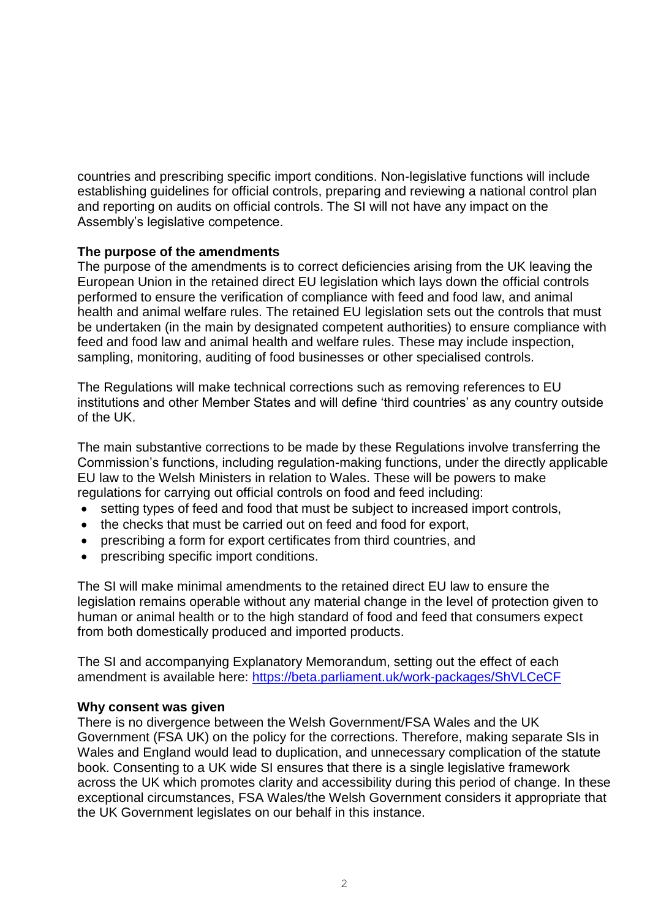countries and prescribing specific import conditions. Non-legislative functions will include establishing guidelines for official controls, preparing and reviewing a national control plan and reporting on audits on official controls. The SI will not have any impact on the Assembly's legislative competence.

**The purpose of the amendments**

The purpose of the amendments is to correct deficiencies arising from the UK leaving the European Union in the retained direct EU legislation which lays down the official controls performed to ensure the verification of compliance with feed and food law, and animal health and animal welfare rules. The retained EU legislation sets out the controls that must be undertaken (in the main by designated competent authorities) to ensure compliance with feed and food law and animal health and welfare rules. These may include inspection, sampling, monitoring, auditing of food businesses or other specialised controls.

The Regulations will make technical corrections such as removing references to EU institutions and other Member States and will define 'third countries' as any country outside of the UK.

The main substantive corrections to be made by these Regulations involve transferring the Commission's functions, including regulation-making functions, under the directly applicable EU law to the Welsh Ministers in relation to Wales. These will be powers to make regulations for carrying out official controls on food and feed including:

- setting types of feed and food that must be subject to increased import controls,
- the checks that must be carried out on feed and food for export,
- prescribing a form for export certificates from third countries, and
- prescribing specific import conditions.

The SI will make minimal amendments to the retained direct EU law to ensure the legislation remains operable without any material change in the level of protection given to human or animal health or to the high standard of food and feed that consumers expect from both domestically produced and imported products.

The SI and accompanying Explanatory Memorandum, setting out the effect of each amendment is available here: https://beta.parliament.uk/work-packages/ShVLCeCF

**Why consent was given**

There is no divergence between the Welsh Government/FSA Wales and the UK Government (FSA UK) on the policy for the corrections. Therefore, making separate SIs in Wales and England would lead to duplication, and unnecessary complication of the statute book. Consenting to a UK wide SI ensures that there is a single legislative framework across the UK which promotes clarity and accessibility during this period of change. In these exceptional circumstances, FSA Wales/the Welsh Government considers it appropriate that the UK Government legislates on our behalf in this instance.